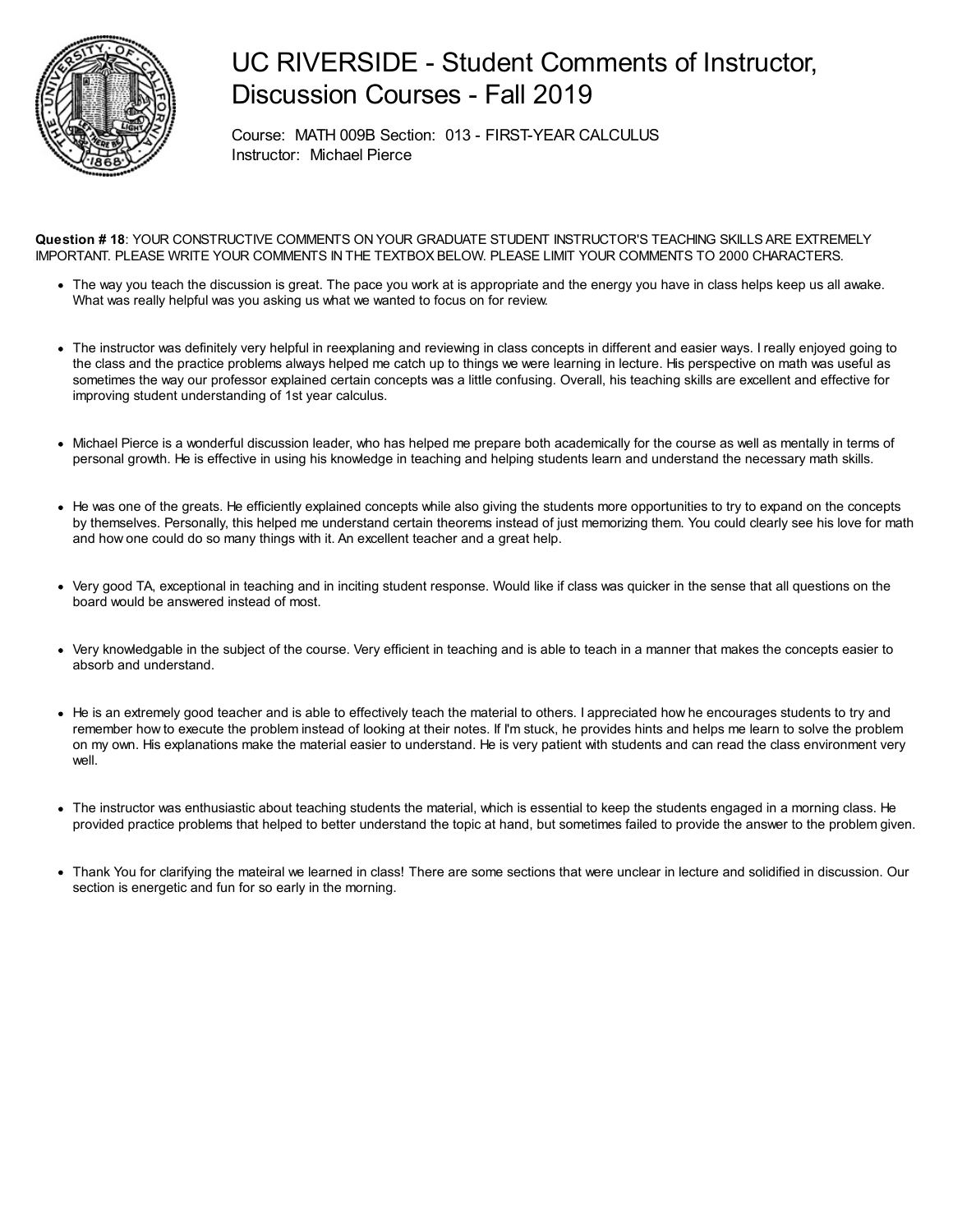# UC RIVERSIDE - Student Comments of Instructor, Discussion Courses - Fall 2019

Course: MATH 009B Section: 013 - FIRST-YEAR CALCULUS
Instructor: Michael Pierce

**Question # 18**: YOUR CONSTRUCTIVE COMMENTS ON YOUR GRADUATE STUDENT INSTRUCTOR'S TEACHING SKILLS ARE EXTREMELY IMPORTANT. PLEASE WRITE YOUR COMMENTS IN THE TEXTBOX BELOW. PLEASE LIMIT YOUR COMMENTS TO 2000 CHARACTERS.

- The way you teach the discussion is great. The pace you work at is appropriate and the energy you have in class helps keep us all awake. What was really helpful was you asking us what we wanted to focus on for review.

- The instructor was definitely very helpful in reexplaning and reviewing in class concepts in different and easier ways. I really enjoyed going to the class and the practice problems always helped me catch up to things we were learning in lecture. His perspective on math was useful as sometimes the way our professor explained certain concepts was a little confusing. Overall, his teaching skills are excellent and effective for improving student understanding of 1st year calculus.

- Michael Pierce is a wonderful discussion leader, who has helped me prepare both academically for the course as well as mentally in terms of personal growth. He is effective in using his knowledge in teaching and helping students learn and understand the necessary math skills.

- He was one of the greats. He efficiently explained concepts while also giving the students more opportunities to try to expand on the concepts by themselves. Personally, this helped me understand certain theorems instead of just memorizing them. You could clearly see his love for math and how one could do so many things with it. An excellent teacher and a great help.

- Very good TA, exceptional in teaching and in inciting student response. Would like if class was quicker in the sense that all questions on the board would be answered instead of most.

- Very knowledgable in the subject of the course. Very efficient in teaching and is able to teach in a manner that makes the concepts easier to absorb and understand.

- He is an extremely good teacher and is able to effectively teach the material to others. I appreciated how he encourages students to try and remember how to execute the problem instead of looking at their notes. If I'm stuck, he provides hints and helps me learn to solve the problem on my own. His explanations make the material easier to understand. He is very patient with students and can read the class environment very well.

- The instructor was enthusiastic about teaching students the material, which is essential to keep the students engaged in a morning class. He provided practice problems that helped to better understand the topic at hand, but sometimes failed to provide the answer to the problem given.

- Thank You for clarifying the mateiral we learned in class! There are some sections that were unclear in lecture and solidified in discussion. Our section is energetic and fun for so early in the morning.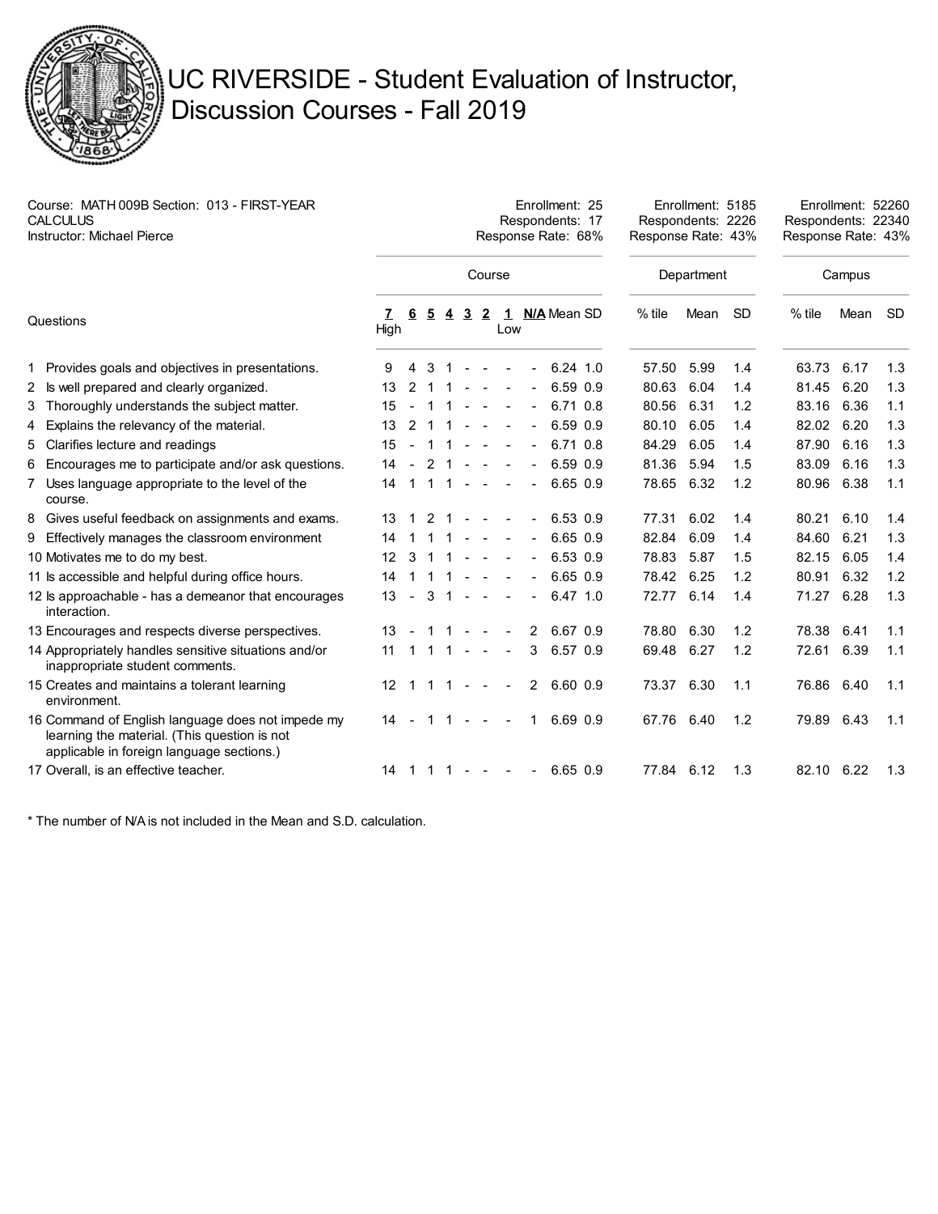# UC RIVERSIDE - Student Evaluation of Instructor, Discussion Courses - Fall 2019

Course: MATH 009B Section: 013 - FIRST-YEAR CALCULUS
Instructor: Michael Pierce

| Course | Department | Campus |
|---|---|---|
| Enrollment: 25 | Enrollment: 5185 | Enrollment: 52260 |
| Respondents: 17 | Respondents: 2226 | Respondents: 22340 |
| Response Rate: 68% | Response Rate: 43% | Response Rate: 43% |

| Questions | Course | | | | | | | | | | Department | | | Campus | | |
|---|---|---|---|---|---|---|---|---|---|---|---|---|---|---|---|---|
| | 7 High | 6 | 5 | 4 | 3 | 2 | 1 Low | N/A | Mean | SD | % tile | Mean | SD | % tile | Mean | SD |
| 1 Provides goals and objectives in presentations. | 9 | 4 | 3 | 1 | - | - | - | - | 6.24 | 1.0 | 57.50 | 5.99 | 1.4 | 63.73 | 6.17 | 1.3 |
| 2 Is well prepared and clearly organized. | 13 | 2 | 1 | 1 | - | - | - | - | 6.59 | 0.9 | 80.63 | 6.04 | 1.4 | 81.45 | 6.20 | 1.3 |
| 3 Thoroughly understands the subject matter. | 15 | - | 1 | 1 | - | - | - | - | 6.71 | 0.8 | 80.56 | 6.31 | 1.2 | 83.16 | 6.36 | 1.1 |
| 4 Explains the relevancy of the material. | 13 | 2 | 1 | 1 | - | - | - | - | 6.59 | 0.9 | 80.10 | 6.05 | 1.4 | 82.02 | 6.20 | 1.3 |
| 5 Clarifies lecture and readings | 15 | - | 1 | 1 | - | - | - | - | 6.71 | 0.8 | 84.29 | 6.05 | 1.4 | 87.90 | 6.16 | 1.3 |
| 6 Encourages me to participate and/or ask questions. | 14 | - | 2 | 1 | - | - | - | - | 6.59 | 0.9 | 81.36 | 5.94 | 1.5 | 83.09 | 6.16 | 1.3 |
| 7 Uses language appropriate to the level of the course. | 14 | 1 | 1 | 1 | - | - | - | - | 6.65 | 0.9 | 78.65 | 6.32 | 1.2 | 80.96 | 6.38 | 1.1 |
| 8 Gives useful feedback on assignments and exams. | 13 | 1 | 2 | 1 | - | - | - | - | 6.53 | 0.9 | 77.31 | 6.02 | 1.4 | 80.21 | 6.10 | 1.4 |
| 9 Effectively manages the classroom environment | 14 | 1 | 1 | 1 | - | - | - | - | 6.65 | 0.9 | 82.84 | 6.09 | 1.4 | 84.60 | 6.21 | 1.3 |
| 10 Motivates me to do my best. | 12 | 3 | 1 | 1 | - | - | - | - | 6.53 | 0.9 | 78.83 | 5.87 | 1.5 | 82.15 | 6.05 | 1.4 |
| 11 Is accessible and helpful during office hours. | 14 | 1 | 1 | 1 | - | - | - | - | 6.65 | 0.9 | 78.42 | 6.25 | 1.2 | 80.91 | 6.32 | 1.2 |
| 12 Is approachable - has a demeanor that encourages interaction. | 13 | - | 3 | 1 | - | - | - | - | 6.47 | 1.0 | 72.77 | 6.14 | 1.4 | 71.27 | 6.28 | 1.3 |
| 13 Encourages and respects diverse perspectives. | 13 | - | 1 | 1 | - | - | - | 2 | 6.67 | 0.9 | 78.80 | 6.30 | 1.2 | 78.38 | 6.41 | 1.1 |
| 14 Appropriately handles sensitive situations and/or inappropriate student comments. | 11 | 1 | 1 | 1 | - | - | - | 3 | 6.57 | 0.9 | 69.48 | 6.27 | 1.2 | 72.61 | 6.39 | 1.1 |
| 15 Creates and maintains a tolerant learning environment. | 12 | 1 | 1 | 1 | - | - | - | 2 | 6.60 | 0.9 | 73.37 | 6.30 | 1.1 | 76.86 | 6.40 | 1.1 |
| 16 Command of English language does not impede my learning the material. (This question is not applicable in foreign language sections.) | 14 | - | 1 | 1 | - | - | - | 1 | 6.69 | 0.9 | 67.76 | 6.40 | 1.2 | 79.89 | 6.43 | 1.1 |
| 17 Overall, is an effective teacher. | 14 | 1 | 1 | 1 | - | - | - | - | 6.65 | 0.9 | 77.84 | 6.12 | 1.3 | 82.10 | 6.22 | 1.3 |

* The number of N/A is not included in the Mean and S.D. calculation.